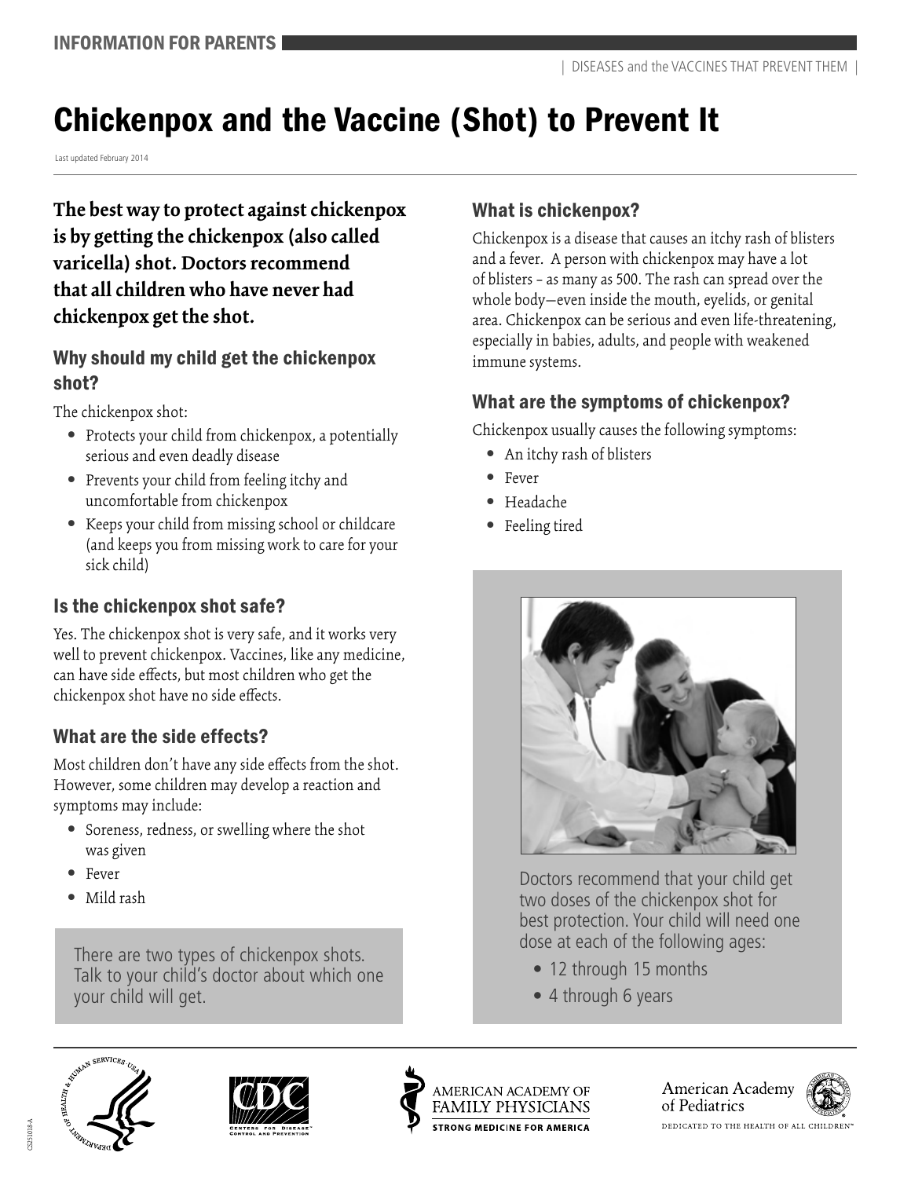INFORMATION FOR PARENTS

| DISEASES and the VACCINES THAT PREVENT THEM |

# Chickenpox and the Vaccine (Shot) to Prevent It

Last updated February 2014

**The best way to protect against chickenpox is by getting the chickenpox (also called varicella) shot. Doctors recommend that all children who have never had chickenpox get the shot.**

## Why should my child get the chickenpox shot?

The chickenpox shot:

- Protects your child from chickenpox, a potentially serious and even deadly disease
- Prevents your child from feeling itchy and uncomfortable from chickenpox
- Keeps your child from missing school or childcare (and keeps you from missing work to care for your sick child)

## Is the chickenpox shot safe?

Yes. The chickenpox shot is very safe, and it works very well to prevent chickenpox. Vaccines, like any medicine, can have side effects, but most children who get the chickenpox shot have no side effects.

## What are the side effects?

Most children don't have any side effects from the shot. However, some children may develop a reaction and symptoms may include:

- Soreness, redness, or swelling where the shot was given
- Fever
- Mild rash

There are two types of chickenpox shots. Talk to your child's doctor about which one your child will get.

## What is chickenpox?

Chickenpox is a disease that causes an itchy rash of blisters and a fever. A person with chickenpox may have a lot of blisters – as many as 500. The rash can spread over the whole body—even inside the mouth, eyelids, or genital area. Chickenpox can be serious and even life-threatening, especially in babies, adults, and people with weakened immune systems.

## What are the symptoms of chickenpox?

Chickenpox usually causes the following symptoms:

- An itchy rash of blisters
- Fever
- Headache
- Feeling tired

Doctors recommend that your child get two doses of the chickenpox shot for best protection. Your child will need one dose at each of the following ages:

- 12 through 15 months
- 4 through 6 years

AMERICAN ACADEMY OF FAMILY PHYSICIANS — STRONG MEDICINE FOR AMERICA

American Academy of Pediatrics — DEDICATED TO THE HEALTH OF ALL CHILDREN™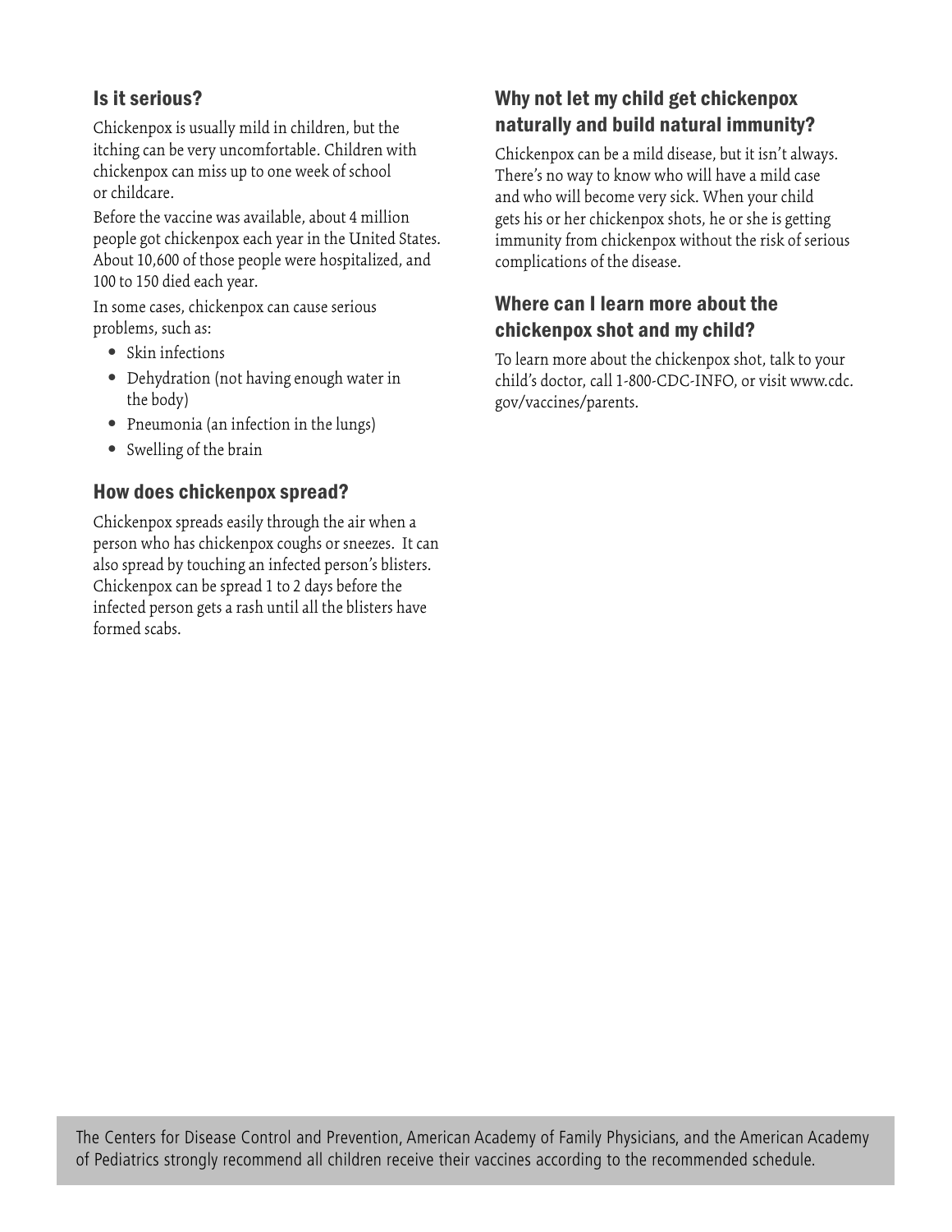## Is it serious?

Chickenpox is usually mild in children, but the itching can be very uncomfortable. Children with chickenpox can miss up to one week of school or childcare.

Before the vaccine was available, about 4 million people got chickenpox each year in the United States. About 10,600 of those people were hospitalized, and 100 to 150 died each year.

In some cases, chickenpox can cause serious problems, such as:

- Skin infections
- Dehydration (not having enough water in the body)
- Pneumonia (an infection in the lungs)
- Swelling of the brain

## How does chickenpox spread?

Chickenpox spreads easily through the air when a person who has chickenpox coughs or sneezes. It can also spread by touching an infected person's blisters. Chickenpox can be spread 1 to 2 days before the infected person gets a rash until all the blisters have formed scabs.

## Why not let my child get chickenpox naturally and build natural immunity?

Chickenpox can be a mild disease, but it isn't always. There's no way to know who will have a mild case and who will become very sick. When your child gets his or her chickenpox shots, he or she is getting immunity from chickenpox without the risk of serious complications of the disease.

## Where can I learn more about the chickenpox shot and my child?

To learn more about the chickenpox shot, talk to your child's doctor, call 1-800-CDC-INFO, or visit www.cdc.gov/vaccines/parents.

The Centers for Disease Control and Prevention, American Academy of Family Physicians, and the American Academy of Pediatrics strongly recommend all children receive their vaccines according to the recommended schedule.